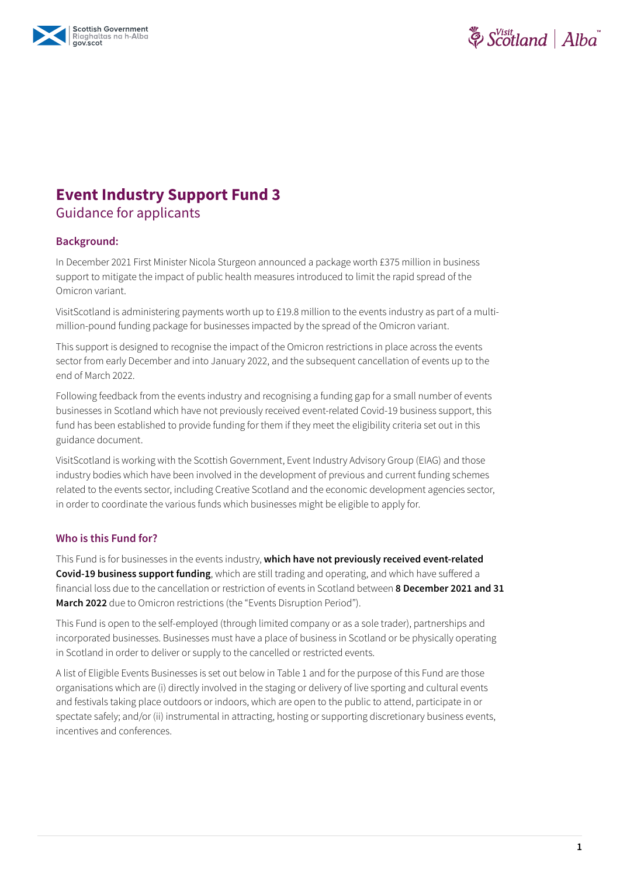# Event Industry Support Fund 3

Guidance for applicants

## Background:

In December 2021 First Minister Nicola Sturgeon announced a package worth £375 million in business support to mitigate the impact of public health measures introduced to limit the rapid spread of the Omicron variant.

VisitScotland is administering payments worth up to £19.8 million to the events industry as part of a multi-million-pound funding package for businesses impacted by the spread of the Omicron variant.

This support is designed to recognise the impact of the Omicron restrictions in place across the events sector from early December and into January 2022, and the subsequent cancellation of events up to the end of March 2022.

Following feedback from the events industry and recognising a funding gap for a small number of events businesses in Scotland which have not previously received event-related Covid-19 business support, this fund has been established to provide funding for them if they meet the eligibility criteria set out in this guidance document.

VisitScotland is working with the Scottish Government, Event Industry Advisory Group (EIAG) and those industry bodies which have been involved in the development of previous and current funding schemes related to the events sector, including Creative Scotland and the economic development agencies sector, in order to coordinate the various funds which businesses might be eligible to apply for.

## Who is this Fund for?

This Fund is for businesses in the events industry, **which have not previously received event-related Covid-19 business support funding**, which are still trading and operating, and which have suffered a financial loss due to the cancellation or restriction of events in Scotland between **8 December 2021 and 31 March 2022** due to Omicron restrictions (the "Events Disruption Period").

This Fund is open to the self-employed (through limited company or as a sole trader), partnerships and incorporated businesses. Businesses must have a place of business in Scotland or be physically operating in Scotland in order to deliver or supply to the cancelled or restricted events.

A list of Eligible Events Businesses is set out below in Table 1 and for the purpose of this Fund are those organisations which are (i) directly involved in the staging or delivery of live sporting and cultural events and festivals taking place outdoors or indoors, which are open to the public to attend, participate in or spectate safely; and/or (ii) instrumental in attracting, hosting or supporting discretionary business events, incentives and conferences.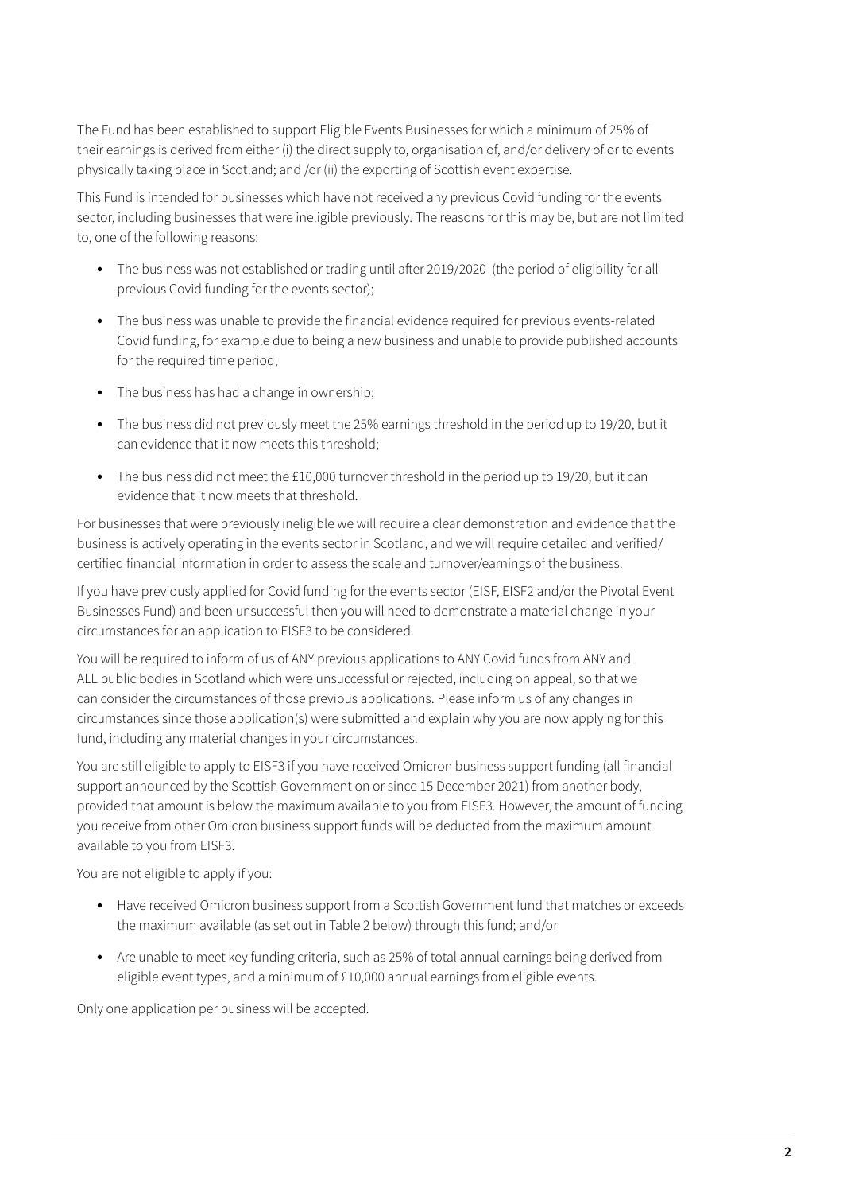The Fund has been established to support Eligible Events Businesses for which a minimum of 25% of their earnings is derived from either (i) the direct supply to, organisation of, and/or delivery of or to events physically taking place in Scotland; and /or (ii) the exporting of Scottish event expertise.

This Fund is intended for businesses which have not received any previous Covid funding for the events sector, including businesses that were ineligible previously. The reasons for this may be, but are not limited to, one of the following reasons:

- The business was not established or trading until after 2019/2020 (the period of eligibility for all previous Covid funding for the events sector);
- The business was unable to provide the financial evidence required for previous events-related Covid funding, for example due to being a new business and unable to provide published accounts for the required time period;
- The business has had a change in ownership;
- The business did not previously meet the 25% earnings threshold in the period up to 19/20, but it can evidence that it now meets this threshold;
- The business did not meet the £10,000 turnover threshold in the period up to 19/20, but it can evidence that it now meets that threshold.

For businesses that were previously ineligible we will require a clear demonstration and evidence that the business is actively operating in the events sector in Scotland, and we will require detailed and verified/certified financial information in order to assess the scale and turnover/earnings of the business.

If you have previously applied for Covid funding for the events sector (EISF, EISF2 and/or the Pivotal Event Businesses Fund) and been unsuccessful then you will need to demonstrate a material change in your circumstances for an application to EISF3 to be considered.

You will be required to inform of us of ANY previous applications to ANY Covid funds from ANY and ALL public bodies in Scotland which were unsuccessful or rejected, including on appeal, so that we can consider the circumstances of those previous applications. Please inform us of any changes in circumstances since those application(s) were submitted and explain why you are now applying for this fund, including any material changes in your circumstances.

You are still eligible to apply to EISF3 if you have received Omicron business support funding (all financial support announced by the Scottish Government on or since 15 December 2021) from another body, provided that amount is below the maximum available to you from EISF3. However, the amount of funding you receive from other Omicron business support funds will be deducted from the maximum amount available to you from EISF3.

You are not eligible to apply if you:

- Have received Omicron business support from a Scottish Government fund that matches or exceeds the maximum available (as set out in Table 2 below) through this fund; and/or
- Are unable to meet key funding criteria, such as 25% of total annual earnings being derived from eligible event types, and a minimum of £10,000 annual earnings from eligible events.

Only one application per business will be accepted.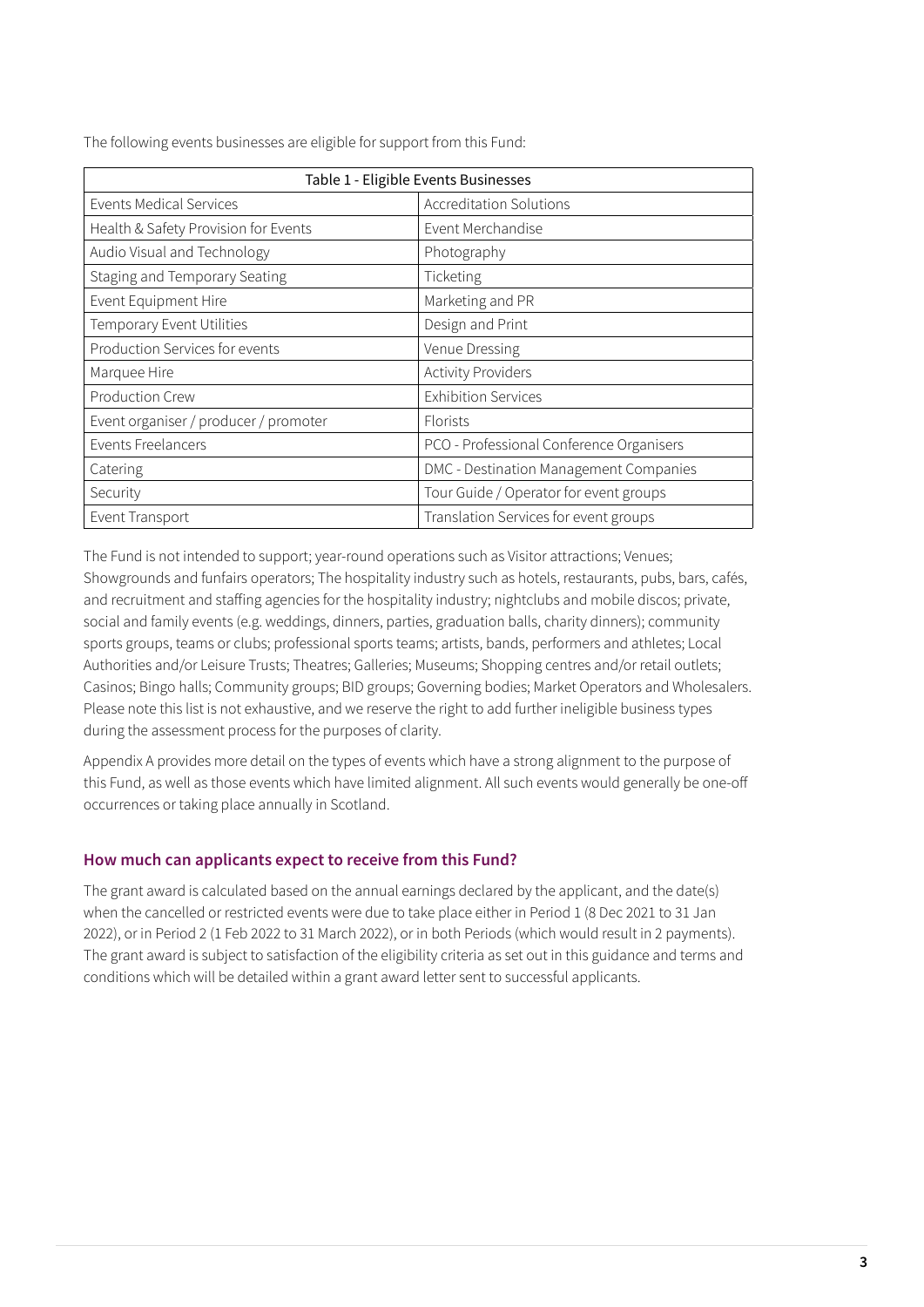The following events businesses are eligible for support from this Fund:

| Table 1 - Eligible Events Businesses | |
|---|---|
| Events Medical Services | Accreditation Solutions |
| Health & Safety Provision for Events | Event Merchandise |
| Audio Visual and Technology | Photography |
| Staging and Temporary Seating | Ticketing |
| Event Equipment Hire | Marketing and PR |
| Temporary Event Utilities | Design and Print |
| Production Services for events | Venue Dressing |
| Marquee Hire | Activity Providers |
| Production Crew | Exhibition Services |
| Event organiser / producer / promoter | Florists |
| Events Freelancers | PCO - Professional Conference Organisers |
| Catering | DMC - Destination Management Companies |
| Security | Tour Guide / Operator for event groups |
| Event Transport | Translation Services for event groups |

The Fund is not intended to support; year-round operations such as Visitor attractions; Venues; Showgrounds and funfairs operators; The hospitality industry such as hotels, restaurants, pubs, bars, cafés, and recruitment and staffing agencies for the hospitality industry; nightclubs and mobile discos; private, social and family events (e.g. weddings, dinners, parties, graduation balls, charity dinners); community sports groups, teams or clubs; professional sports teams; artists, bands, performers and athletes; Local Authorities and/or Leisure Trusts; Theatres; Galleries; Museums; Shopping centres and/or retail outlets; Casinos; Bingo halls; Community groups; BID groups; Governing bodies; Market Operators and Wholesalers. Please note this list is not exhaustive, and we reserve the right to add further ineligible business types during the assessment process for the purposes of clarity.

Appendix A provides more detail on the types of events which have a strong alignment to the purpose of this Fund, as well as those events which have limited alignment. All such events would generally be one-off occurrences or taking place annually in Scotland.

### How much can applicants expect to receive from this Fund?

The grant award is calculated based on the annual earnings declared by the applicant, and the date(s) when the cancelled or restricted events were due to take place either in Period 1 (8 Dec 2021 to 31 Jan 2022), or in Period 2 (1 Feb 2022 to 31 March 2022), or in both Periods (which would result in 2 payments). The grant award is subject to satisfaction of the eligibility criteria as set out in this guidance and terms and conditions which will be detailed within a grant award letter sent to successful applicants.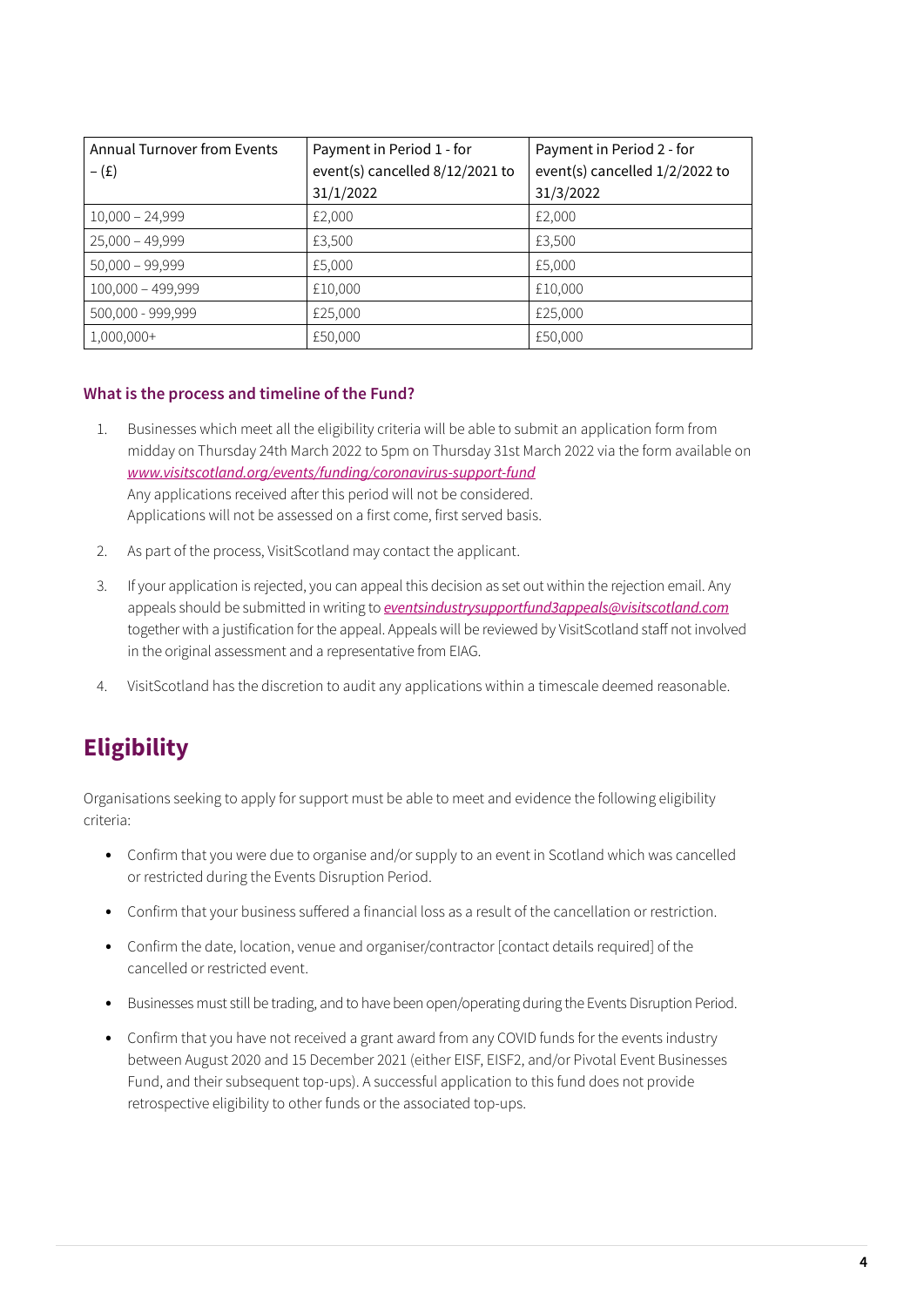| Annual Turnover from Events – (£) | Payment in Period 1 - for event(s) cancelled 8/12/2021 to 31/1/2022 | Payment in Period 2 - for event(s) cancelled 1/2/2022 to 31/3/2022 |
| --- | --- | --- |
| 10,000 – 24,999 | £2,000 | £2,000 |
| 25,000 – 49,999 | £3,500 | £3,500 |
| 50,000 – 99,999 | £5,000 | £5,000 |
| 100,000 – 499,999 | £10,000 | £10,000 |
| 500,000 - 999,999 | £25,000 | £25,000 |
| 1,000,000+ | £50,000 | £50,000 |

### What is the process and timeline of the Fund?

1. Businesses which meet all the eligibility criteria will be able to submit an application form from midday on Thursday 24th March 2022 to 5pm on Thursday 31st March 2022 via the form available on *www.visitscotland.org/events/funding/coronavirus-support-fund*
   Any applications received after this period will not be considered.
   Applications will not be assessed on a first come, first served basis.

2. As part of the process, VisitScotland may contact the applicant.

3. If your application is rejected, you can appeal this decision as set out within the rejection email. Any appeals should be submitted in writing to *eventsindustrysupportfund3appeals@visitscotland.com* together with a justification for the appeal. Appeals will be reviewed by VisitScotland staff not involved in the original assessment and a representative from EIAG.

4. VisitScotland has the discretion to audit any applications within a timescale deemed reasonable.

## Eligibility

Organisations seeking to apply for support must be able to meet and evidence the following eligibility criteria:

- Confirm that you were due to organise and/or supply to an event in Scotland which was cancelled or restricted during the Events Disruption Period.
- Confirm that your business suffered a financial loss as a result of the cancellation or restriction.
- Confirm the date, location, venue and organiser/contractor [contact details required] of the cancelled or restricted event.
- Businesses must still be trading, and to have been open/operating during the Events Disruption Period.
- Confirm that you have not received a grant award from any COVID funds for the events industry between August 2020 and 15 December 2021 (either EISF, EISF2, and/or Pivotal Event Businesses Fund, and their subsequent top-ups). A successful application to this fund does not provide retrospective eligibility to other funds or the associated top-ups.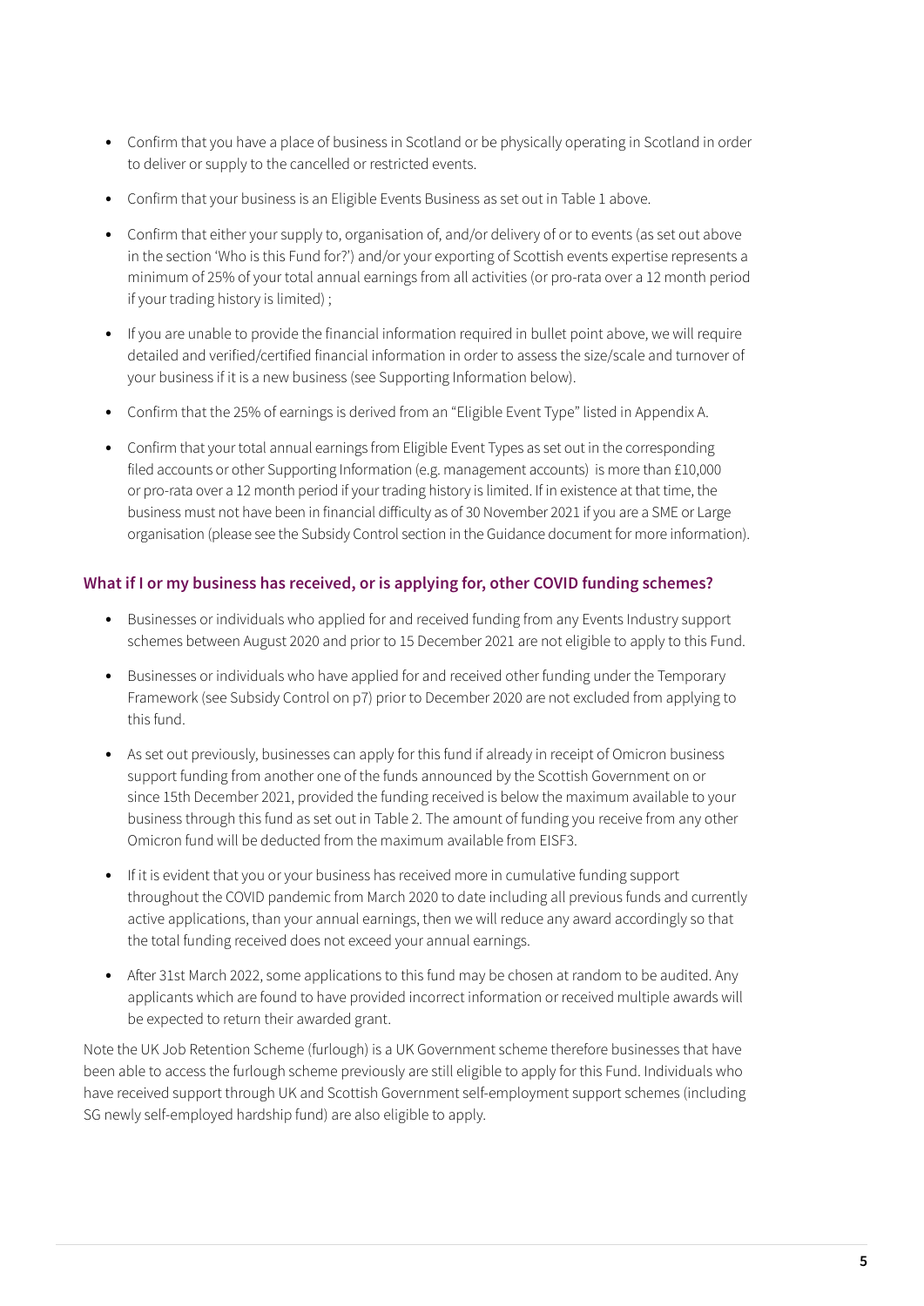- Confirm that you have a place of business in Scotland or be physically operating in Scotland in order to deliver or supply to the cancelled or restricted events.
- Confirm that your business is an Eligible Events Business as set out in Table 1 above.
- Confirm that either your supply to, organisation of, and/or delivery of or to events (as set out above in the section 'Who is this Fund for?') and/or your exporting of Scottish events expertise represents a minimum of 25% of your total annual earnings from all activities (or pro-rata over a 12 month period if your trading history is limited) ;
- If you are unable to provide the financial information required in bullet point above, we will require detailed and verified/certified financial information in order to assess the size/scale and turnover of your business if it is a new business (see Supporting Information below).
- Confirm that the 25% of earnings is derived from an "Eligible Event Type" listed in Appendix A.
- Confirm that your total annual earnings from Eligible Event Types as set out in the corresponding filed accounts or other Supporting Information (e.g. management accounts) is more than £10,000 or pro-rata over a 12 month period if your trading history is limited. If in existence at that time, the business must not have been in financial difficulty as of 30 November 2021 if you are a SME or Large organisation (please see the Subsidy Control section in the Guidance document for more information).

### What if I or my business has received, or is applying for, other COVID funding schemes?

- Businesses or individuals who applied for and received funding from any Events Industry support schemes between August 2020 and prior to 15 December 2021 are not eligible to apply to this Fund.
- Businesses or individuals who have applied for and received other funding under the Temporary Framework (see Subsidy Control on p7) prior to December 2020 are not excluded from applying to this fund.
- As set out previously, businesses can apply for this fund if already in receipt of Omicron business support funding from another one of the funds announced by the Scottish Government on or since 15th December 2021, provided the funding received is below the maximum available to your business through this fund as set out in Table 2. The amount of funding you receive from any other Omicron fund will be deducted from the maximum available from EISF3.
- If it is evident that you or your business has received more in cumulative funding support throughout the COVID pandemic from March 2020 to date including all previous funds and currently active applications, than your annual earnings, then we will reduce any award accordingly so that the total funding received does not exceed your annual earnings.
- After 31st March 2022, some applications to this fund may be chosen at random to be audited. Any applicants which are found to have provided incorrect information or received multiple awards will be expected to return their awarded grant.

Note the UK Job Retention Scheme (furlough) is a UK Government scheme therefore businesses that have been able to access the furlough scheme previously are still eligible to apply for this Fund. Individuals who have received support through UK and Scottish Government self-employment support schemes (including SG newly self-employed hardship fund) are also eligible to apply.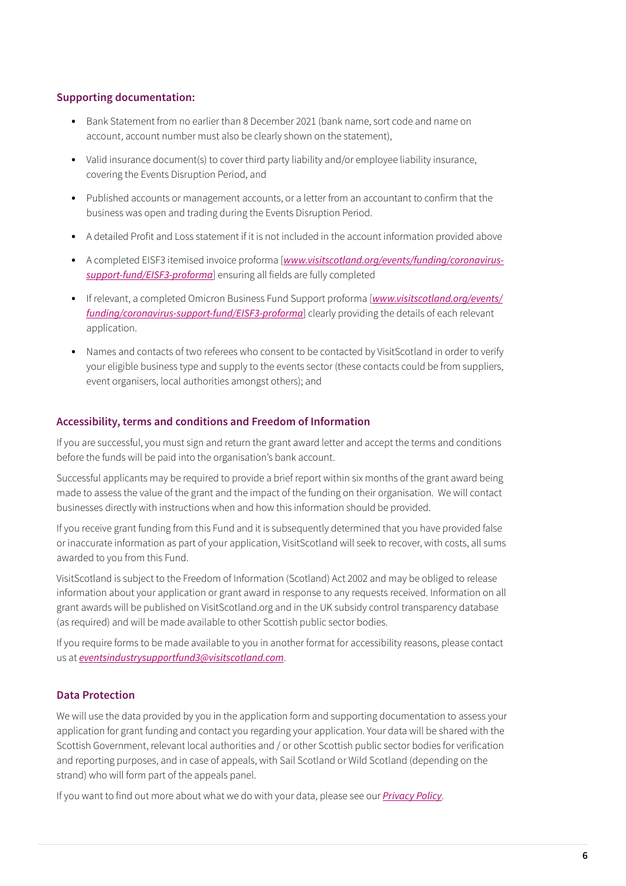### Supporting documentation:

- Bank Statement from no earlier than 8 December 2021 (bank name, sort code and name on account, account number must also be clearly shown on the statement),
- Valid insurance document(s) to cover third party liability and/or employee liability insurance, covering the Events Disruption Period, and
- Published accounts or management accounts, or a letter from an accountant to confirm that the business was open and trading during the Events Disruption Period.
- A detailed Profit and Loss statement if it is not included in the account information provided above
- A completed EISF3 itemised invoice proforma [*www.visitscotland.org/events/funding/coronavirus-support-fund/EISF3-proforma*] ensuring all fields are fully completed
- If relevant, a completed Omicron Business Fund Support proforma [*www.visitscotland.org/events/funding/coronavirus-support-fund/EISF3-proforma*] clearly providing the details of each relevant application.
- Names and contacts of two referees who consent to be contacted by VisitScotland in order to verify your eligible business type and supply to the events sector (these contacts could be from suppliers, event organisers, local authorities amongst others); and

### Accessibility, terms and conditions and Freedom of Information

If you are successful, you must sign and return the grant award letter and accept the terms and conditions before the funds will be paid into the organisation's bank account.

Successful applicants may be required to provide a brief report within six months of the grant award being made to assess the value of the grant and the impact of the funding on their organisation. We will contact businesses directly with instructions when and how this information should be provided.

If you receive grant funding from this Fund and it is subsequently determined that you have provided false or inaccurate information as part of your application, VisitScotland will seek to recover, with costs, all sums awarded to you from this Fund.

VisitScotland is subject to the Freedom of Information (Scotland) Act 2002 and may be obliged to release information about your application or grant award in response to any requests received. Information on all grant awards will be published on VisitScotland.org and in the UK subsidy control transparency database (as required) and will be made available to other Scottish public sector bodies.

If you require forms to be made available to you in another format for accessibility reasons, please contact us at *eventsindustrysupportfund3@visitscotland.com*.

### Data Protection

We will use the data provided by you in the application form and supporting documentation to assess your application for grant funding and contact you regarding your application. Your data will be shared with the Scottish Government, relevant local authorities and / or other Scottish public sector bodies for verification and reporting purposes, and in case of appeals, with Sail Scotland or Wild Scotland (depending on the strand) who will form part of the appeals panel.

If you want to find out more about what we do with your data, please see our *Privacy Policy*.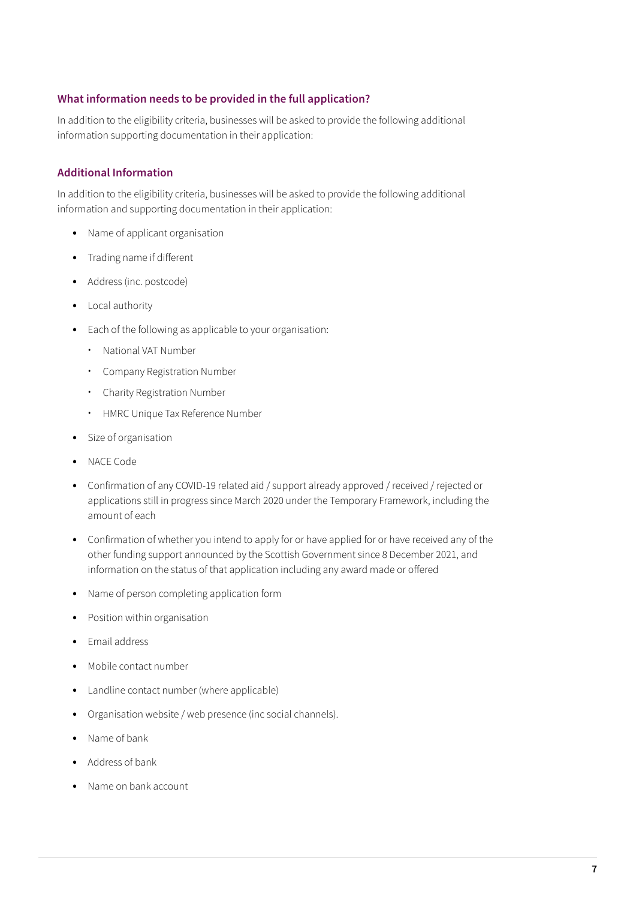### What information needs to be provided in the full application?

In addition to the eligibility criteria, businesses will be asked to provide the following additional information supporting documentation in their application:

### Additional Information

In addition to the eligibility criteria, businesses will be asked to provide the following additional information and supporting documentation in their application:

- Name of applicant organisation
- Trading name if different
- Address (inc. postcode)
- Local authority
- Each of the following as applicable to your organisation:
    - National VAT Number
    - Company Registration Number
    - Charity Registration Number
    - HMRC Unique Tax Reference Number
- Size of organisation
- NACE Code
- Confirmation of any COVID-19 related aid / support already approved / received / rejected or applications still in progress since March 2020 under the Temporary Framework, including the amount of each
- Confirmation of whether you intend to apply for or have applied for or have received any of the other funding support announced by the Scottish Government since 8 December 2021, and information on the status of that application including any award made or offered
- Name of person completing application form
- Position within organisation
- Email address
- Mobile contact number
- Landline contact number (where applicable)
- Organisation website / web presence (inc social channels).
- Name of bank
- Address of bank
- Name on bank account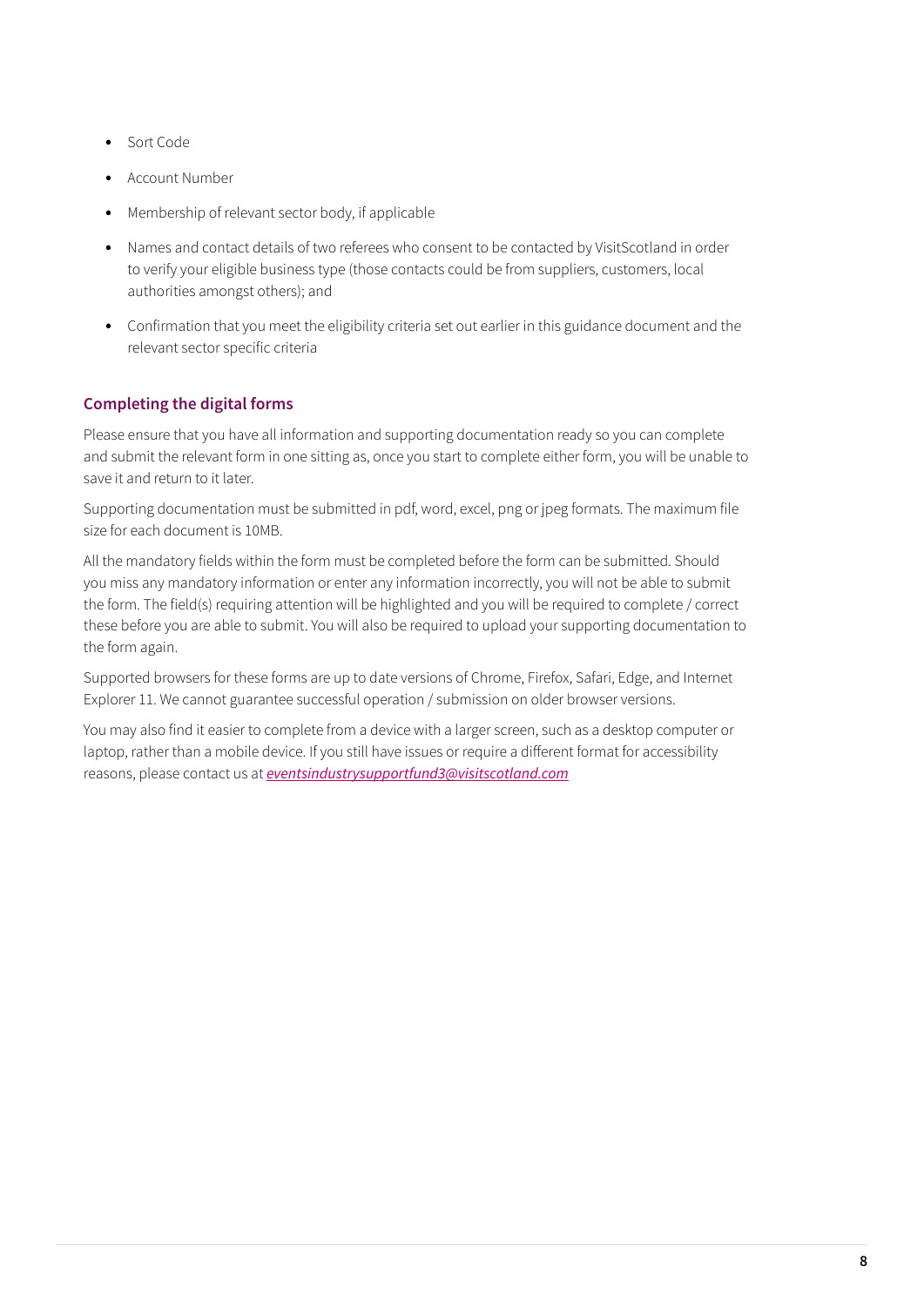- Sort Code
- Account Number
- Membership of relevant sector body, if applicable
- Names and contact details of two referees who consent to be contacted by VisitScotland in order to verify your eligible business type (those contacts could be from suppliers, customers, local authorities amongst others); and
- Confirmation that you meet the eligibility criteria set out earlier in this guidance document and the relevant sector specific criteria

### Completing the digital forms

Please ensure that you have all information and supporting documentation ready so you can complete and submit the relevant form in one sitting as, once you start to complete either form, you will be unable to save it and return to it later.

Supporting documentation must be submitted in pdf, word, excel, png or jpeg formats. The maximum file size for each document is 10MB.

All the mandatory fields within the form must be completed before the form can be submitted. Should you miss any mandatory information or enter any information incorrectly, you will not be able to submit the form. The field(s) requiring attention will be highlighted and you will be required to complete / correct these before you are able to submit. You will also be required to upload your supporting documentation to the form again.

Supported browsers for these forms are up to date versions of Chrome, Firefox, Safari, Edge, and Internet Explorer 11. We cannot guarantee successful operation / submission on older browser versions.

You may also find it easier to complete from a device with a larger screen, such as a desktop computer or laptop, rather than a mobile device. If you still have issues or require a different format for accessibility reasons, please contact us at *eventsindustrysupportfund3@visitscotland.com*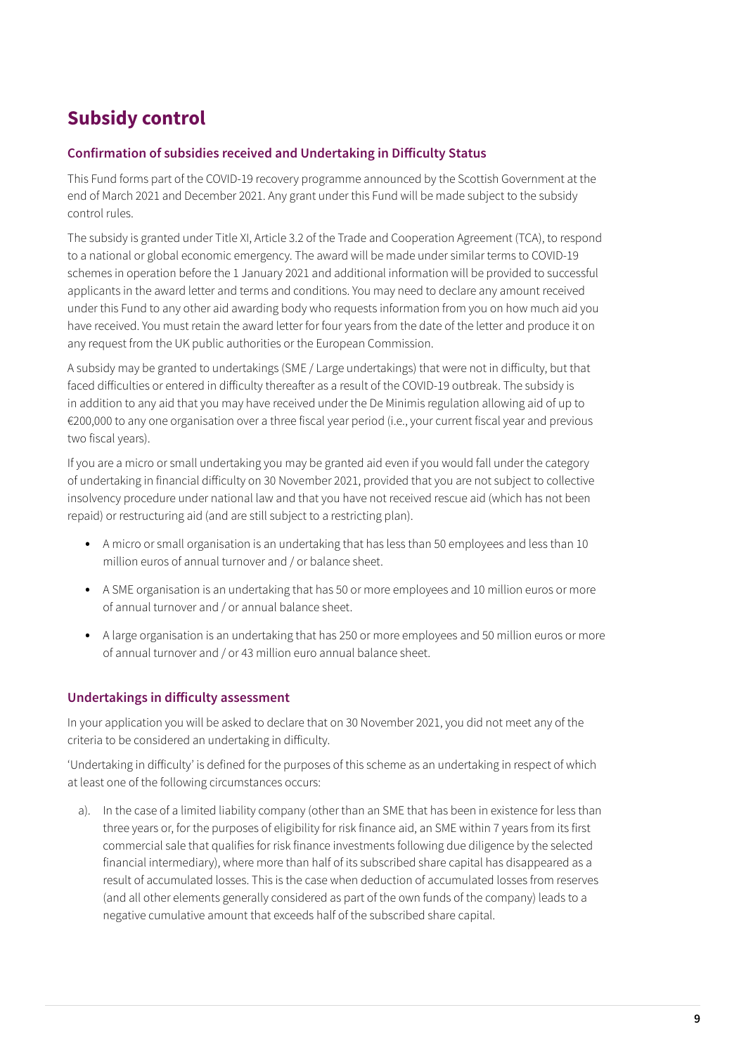# Subsidy control

### Confirmation of subsidies received and Undertaking in Difficulty Status

This Fund forms part of the COVID-19 recovery programme announced by the Scottish Government at the end of March 2021 and December 2021. Any grant under this Fund will be made subject to the subsidy control rules.

The subsidy is granted under Title XI, Article 3.2 of the Trade and Cooperation Agreement (TCA), to respond to a national or global economic emergency. The award will be made under similar terms to COVID-19 schemes in operation before the 1 January 2021 and additional information will be provided to successful applicants in the award letter and terms and conditions. You may need to declare any amount received under this Fund to any other aid awarding body who requests information from you on how much aid you have received. You must retain the award letter for four years from the date of the letter and produce it on any request from the UK public authorities or the European Commission.

A subsidy may be granted to undertakings (SME / Large undertakings) that were not in difficulty, but that faced difficulties or entered in difficulty thereafter as a result of the COVID-19 outbreak. The subsidy is in addition to any aid that you may have received under the De Minimis regulation allowing aid of up to €200,000 to any one organisation over a three fiscal year period (i.e., your current fiscal year and previous two fiscal years).

If you are a micro or small undertaking you may be granted aid even if you would fall under the category of undertaking in financial difficulty on 30 November 2021, provided that you are not subject to collective insolvency procedure under national law and that you have not received rescue aid (which has not been repaid) or restructuring aid (and are still subject to a restricting plan).

- A micro or small organisation is an undertaking that has less than 50 employees and less than 10 million euros of annual turnover and / or balance sheet.
- A SME organisation is an undertaking that has 50 or more employees and 10 million euros or more of annual turnover and / or annual balance sheet.
- A large organisation is an undertaking that has 250 or more employees and 50 million euros or more of annual turnover and / or 43 million euro annual balance sheet.

### Undertakings in difficulty assessment

In your application you will be asked to declare that on 30 November 2021, you did not meet any of the criteria to be considered an undertaking in difficulty.

'Undertaking in difficulty' is defined for the purposes of this scheme as an undertaking in respect of which at least one of the following circumstances occurs:

a). In the case of a limited liability company (other than an SME that has been in existence for less than three years or, for the purposes of eligibility for risk finance aid, an SME within 7 years from its first commercial sale that qualifies for risk finance investments following due diligence by the selected financial intermediary), where more than half of its subscribed share capital has disappeared as a result of accumulated losses. This is the case when deduction of accumulated losses from reserves (and all other elements generally considered as part of the own funds of the company) leads to a negative cumulative amount that exceeds half of the subscribed share capital.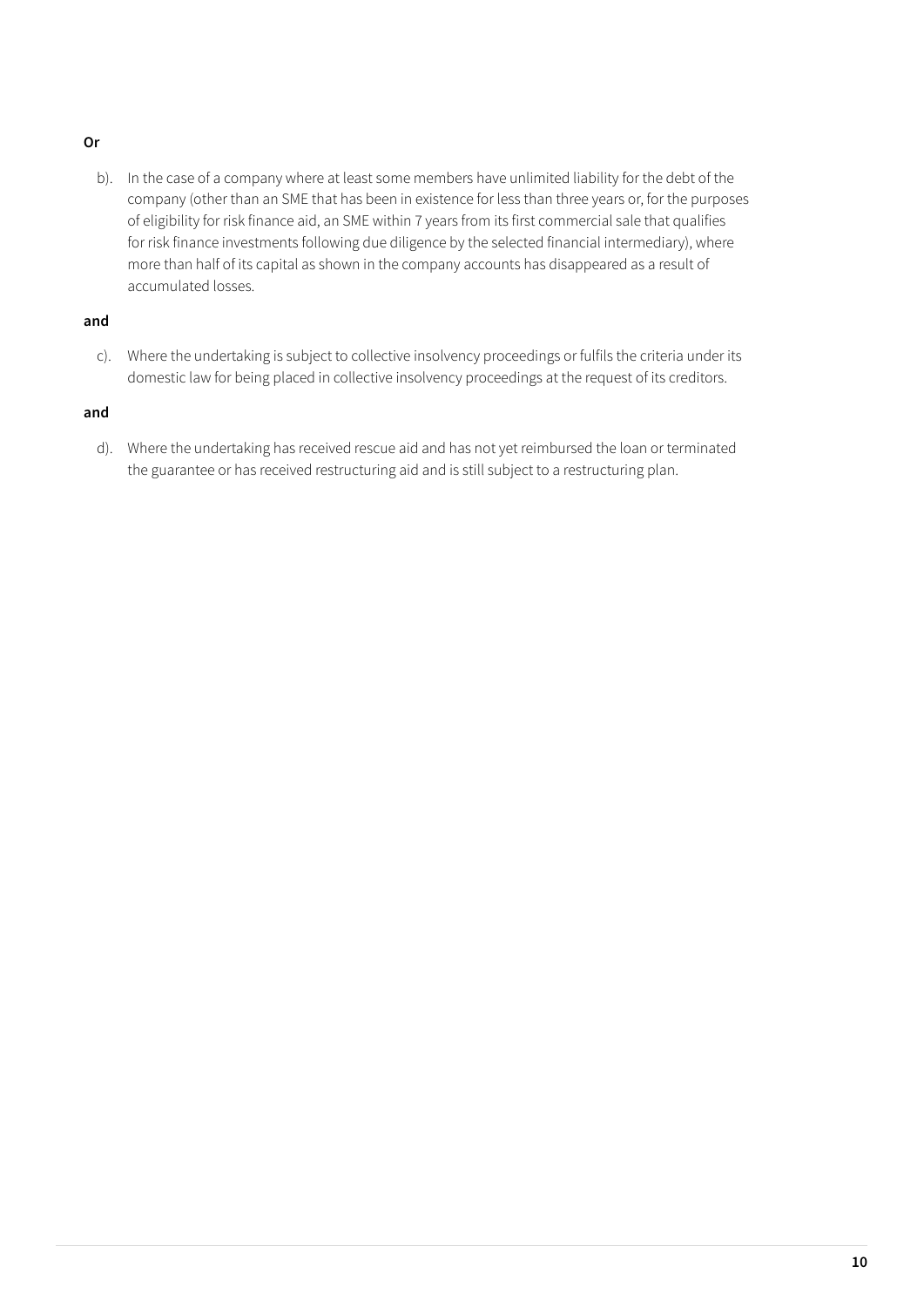**Or**

b). In the case of a company where at least some members have unlimited liability for the debt of the company (other than an SME that has been in existence for less than three years or, for the purposes of eligibility for risk finance aid, an SME within 7 years from its first commercial sale that qualifies for risk finance investments following due diligence by the selected financial intermediary), where more than half of its capital as shown in the company accounts has disappeared as a result of accumulated losses.

**and**

c). Where the undertaking is subject to collective insolvency proceedings or fulfils the criteria under its domestic law for being placed in collective insolvency proceedings at the request of its creditors.

**and**

d). Where the undertaking has received rescue aid and has not yet reimbursed the loan or terminated the guarantee or has received restructuring aid and is still subject to a restructuring plan.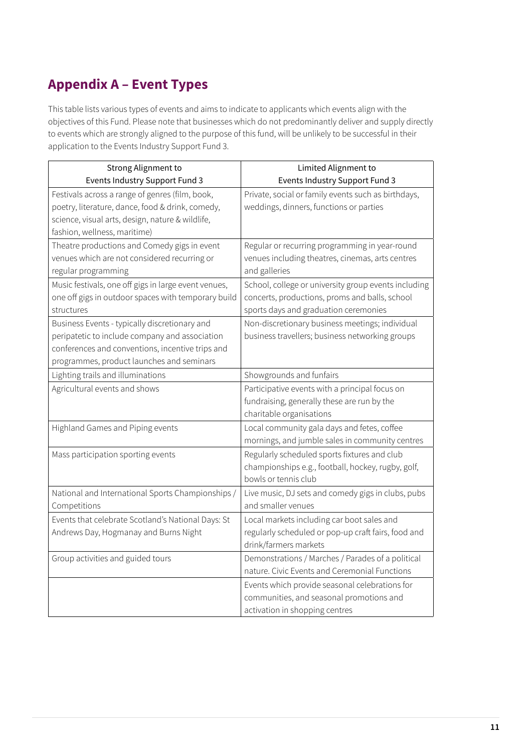## Appendix A – Event Types

This table lists various types of events and aims to indicate to applicants which events align with the objectives of this Fund. Please note that businesses which do not predominantly deliver and supply directly to events which are strongly aligned to the purpose of this fund, will be unlikely to be successful in their application to the Events Industry Support Fund 3.

| Strong Alignment to Events Industry Support Fund 3 | Limited Alignment to Events Industry Support Fund 3 |
|---|---|
| Festivals across a range of genres (film, book, poetry, literature, dance, food & drink, comedy, science, visual arts, design, nature & wildlife, fashion, wellness, maritime) | Private, social or family events such as birthdays, weddings, dinners, functions or parties |
| Theatre productions and Comedy gigs in event venues which are not considered recurring or regular programming | Regular or recurring programming in year-round venues including theatres, cinemas, arts centres and galleries |
| Music festivals, one off gigs in large event venues, one off gigs in outdoor spaces with temporary build structures | School, college or university group events including concerts, productions, proms and balls, school sports days and graduation ceremonies |
| Business Events - typically discretionary and peripatetic to include company and association conferences and conventions, incentive trips and programmes, product launches and seminars | Non-discretionary business meetings; individual business travellers; business networking groups |
| Lighting trails and illuminations | Showgrounds and funfairs |
| Agricultural events and shows | Participative events with a principal focus on fundraising, generally these are run by the charitable organisations |
| Highland Games and Piping events | Local community gala days and fetes, coffee mornings, and jumble sales in community centres |
| Mass participation sporting events | Regularly scheduled sports fixtures and club championships e.g., football, hockey, rugby, golf, bowls or tennis club |
| National and International Sports Championships / Competitions | Live music, DJ sets and comedy gigs in clubs, pubs and smaller venues |
| Events that celebrate Scotland's National Days: St Andrews Day, Hogmanay and Burns Night | Local markets including car boot sales and regularly scheduled or pop-up craft fairs, food and drink/farmers markets |
| Group activities and guided tours | Demonstrations / Marches / Parades of a political nature. Civic Events and Ceremonial Functions |
| | Events which provide seasonal celebrations for communities, and seasonal promotions and activation in shopping centres |